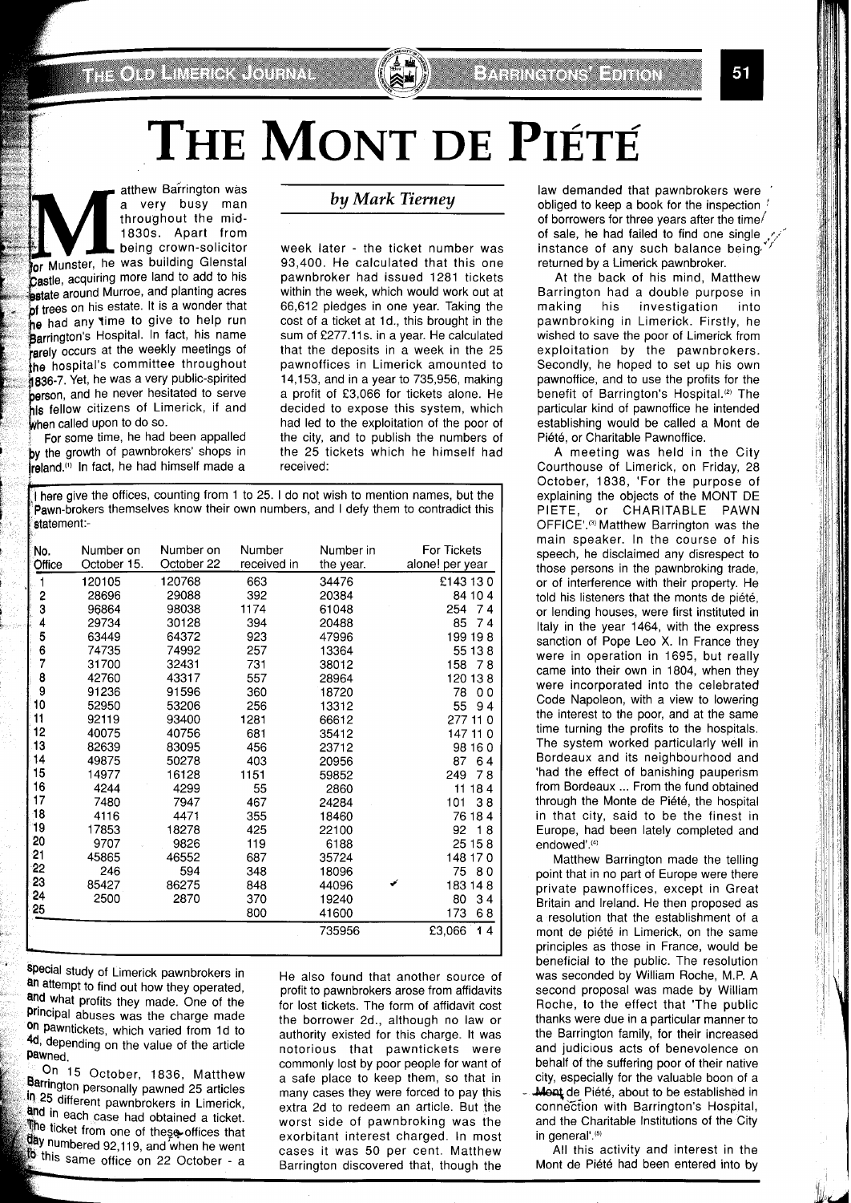# The Mont de Piété

*by Mark Tierney*

Matthew Barrington was a very busy man throughout the mid-1830s. Apart from being crown-solicitor for Munster, he was building Glenstal Castle, acquiring more land to add to his estate around Murroe, and planting acres of trees on his estate. It is a wonder that he had any time to give to help run Barrington's Hospital. In fact, his name rarely occurs at the weekly meetings of the hospital's committee throughout 1836-7. Yet, he was a very public-spirited person, and he never hesitated to serve his fellow citizens of Limerick, if and when called upon to do so.

For some time, he had been appalled by the growth of pawnbroker's shops in Ireland.[1] In fact, he had himself made a special study of Limerick pawnbrokers in an attempt to find out how they operated, and what profits they made. One of the principal abuses was the charge made on pawntickets, which varied from 1d to 4d, depending on the value of the article pawned.

On 15 October, 1836, Matthew Barrington personally pawned 25 articles in 25 different pawnbrokers in Limerick, and in each case had obtained a ticket. The ticket from one of these offices that day numbered 92,119, and when he went to this same office on 22 October - a week later - the ticket number was 93,400. He calculated that this one pawnbroker had issued 1281 tickets within the week, which would work out at 66,612 pledges in one year. Taking the cost of a ticket at 1d., this brought in the sum of £277.11s. in a year. He calculated that the deposits in a week in the 25 pawnoffices in Limerick amounted to 14,153, and in a year to 735,956, making a profit of £3,066 for tickets alone. He decided to expose this system, which had led to the exploitation of the poor of the city, and to publish the numbers of the 25 tickets which he himself had received:

I here give the offices, counting from 1 to 25. I do not wish to mention names, but the Pawn-brokers themselves know their own numbers, and I defy them to contradict this statement:-

| No. Office | Number on October 15. | Number on October 22 | Number received in | Number in the year. | For Tickets alone! per year |
|---|---|---|---|---|---|
| 1 | 120105 | 120768 | 663 | 34476 | £143 13 0 |
| 2 | 28696 | 29088 | 392 | 20384 | 84 10 4 |
| 3 | 96864 | 98038 | 1174 | 61048 | 254 7 4 |
| 4 | 29734 | 30128 | 394 | 20488 | 85 7 4 |
| 5 | 63449 | 64372 | 923 | 47996 | 199 19 8 |
| 6 | 74735 | 74992 | 257 | 13364 | 55 13 8 |
| 7 | 31700 | 32431 | 731 | 38012 | 158 7 8 |
| 8 | 42760 | 43317 | 557 | 28964 | 120 13 8 |
| 9 | 91236 | 91596 | 360 | 18720 | 78 0 0 |
| 10 | 52950 | 53206 | 256 | 13312 | 55 9 4 |
| 11 | 92119 | 93400 | 1281 | 66612 | 277 11 0 |
| 12 | 40075 | 40756 | 681 | 35412 | 147 11 0 |
| 13 | 82639 | 83095 | 456 | 23712 | 98 16 0 |
| 14 | 49875 | 50278 | 403 | 20956 | 87 6 4 |
| 15 | 14977 | 16128 | 1151 | 59852 | 249 7 8 |
| 16 | 4244 | 4299 | 55 | 2860 | 11 18 4 |
| 17 | 7480 | 7947 | 467 | 24284 | 101 3 8 |
| 18 | 4116 | 4471 | 355 | 18460 | 76 18 4 |
| 19 | 17853 | 18278 | 425 | 22100 | 92 1 8 |
| 20 | 9707 | 9826 | 119 | 6188 | 25 15 8 |
| 21 | 45865 | 46552 | 687 | 35724 | 148 17 0 |
| 22 | 246 | 594 | 348 | 18096 | 75 8 0 |
| 23 | 85427 | 86275 | 848 | 44096 | 183 14 8 |
| 24 | 2500 | 2870 | 370 | 19240 | 80 3 4 |
| 25 | | | 800 | 41600 | 173 6 8 |
| | | | | 735956 | £3,066 1 4 |

He also found that another source of profit to pawnbrokers arose from affidavits for lost tickets. The form of affidavit cost the borrower 2d., although no law or authority existed for this charge. It was notorious that pawntickets were commonly lost by poor people for want of a safe place to keep them, so that in many cases they were forced to pay this extra 2d to redeem an article. But the worst side of pawnbroking was the exorbitant interest charged. In most cases it was 50 per cent. Matthew Barrington discovered that, though the law demanded that pawnbrokers were obliged to keep a book for the inspection of borrowers for three years after the time of sale, he had failed to find one single instance of any such balance being returned by a Limerick pawnbroker.

At the back of his mind, Matthew Barrington had a double purpose in making his investigation into pawnbroking in Limerick. Firstly, he wished to save the poor of Limerick from exploitation by the pawnbrokers. Secondly, he hoped to set up his own pawnoffice, and to use the profits for the benefit of Barrington's Hospital.[2] The particular kind of pawnoffice he intended establishing would be called a Mont de Piété, or Charitable Pawnoffice.

A meeting was held in the City Courthouse of Limerick, on Friday, 28 October, 1838, 'For the purpose of explaining the objects of the MONT DE PIETE, or CHARITABLE PAWN OFFICE'.[3] Matthew Barrington was the main speaker. In the course of his speech, he disclaimed any disrespect to those persons in the pawnbroking trade, or of interference with their property. He told his listeners that the monts de piété, or lending houses, were first instituted in Italy in the year 1464, with the express sanction of Pope Leo X. In France they were in operation in 1695, but really came into their own in 1804, when they were incorporated into the celebrated Code Napoleon, with a view to lowering the interest to the poor, and at the same time turning the profits to the hospitals. The system worked particularly well in Bordeaux and its neighbourhood and 'had the effect of banishing pauperism from Bordeaux ... From the fund obtained through the Monte de Piété, the hospital in that city, said to be the finest in Europe, had been lately completed and endowed'.[4]

Matthew Barrington made the telling point that in no part of Europe were there private pawnoffices, except in Great Britain and Ireland. He then proposed as a resolution that the establishment of a mont de piété in Limerick, on the same principles as those in France, would be beneficial to the public. The resolution was seconded by William Roche, M.P. A second proposal was made by William Roche, to the effect that 'The public thanks were due in a particular manner to the Barrington family, for their increased and judicious acts of benevolence on behalf of the suffering poor of their native city, especially for the valuable boon of a Mont de Piété, about to be established in connection with Barrington's Hospital, and the Charitable Institutions of the City in general'.[5]

All this activity and interest in the Mont de Piété had been entered into by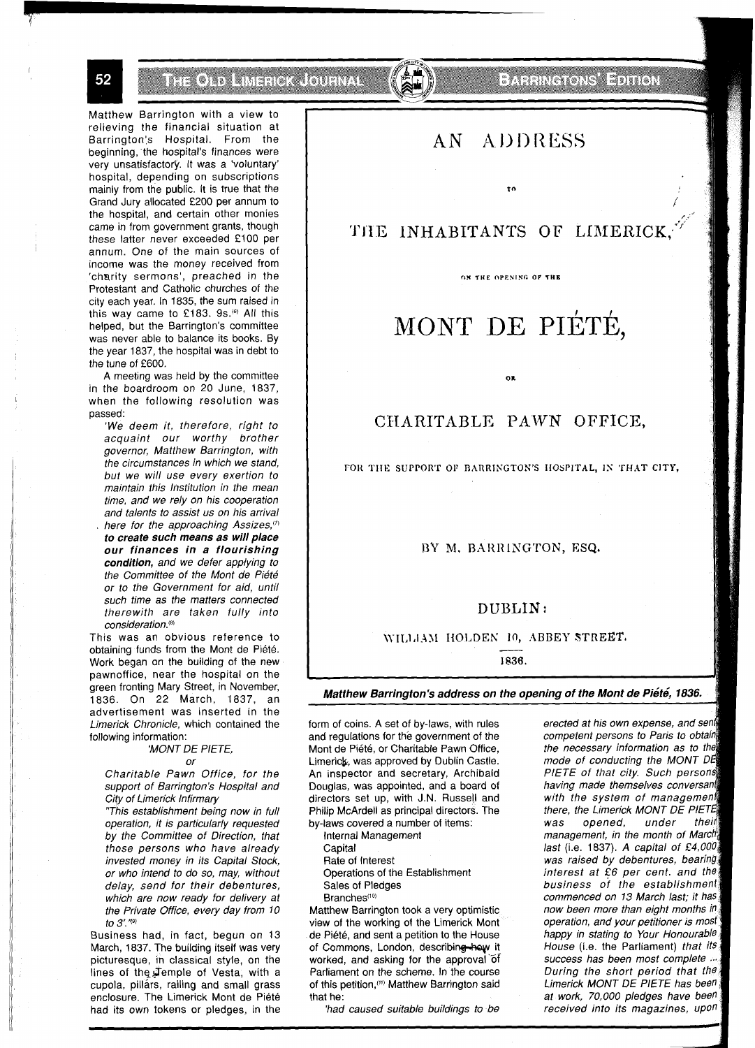Matthew Barrington with a view to relieving the financial situation at Barrington's Hospital. From the beginning, the hospital's finances were very unsatisfactory. It was a 'voluntary' hospital, depending on subscriptions mainly from the public. It is true that the Grand Jury allocated £200 per annum to the hospital, and certain other monies came in from government grants, though these latter never exceeded £100 per annum. One of the main sources of income was the money received from 'charity sermons', preached in the Protestant and Catholic churches of the city each year. In 1835, the sum raised in this way came to £183. 9s.[6] All this helped, but the Barrington's committee was never able to balance its books. By the year 1837, the hospital was in debt to the tune of £600.

A meeting was held by the committee in the boardroom on 20 June, 1837, when the following resolution was passed:

> *'We deem it, therefore, right to acquaint our worthy brother governor, Matthew Barrington, with the circumstances in which we stand, but we will use every exertion to maintain this Institution in the mean time, and we rely on his cooperation and talents to assist us on his arrival here for the approaching Assizes,[7]* ***to create such means as will place our finances in a flourishing condition,*** *and we defer applying to the Committee of the Mont de Piété or to the Government for aid, until such time as the matters connected therewith are taken fully into consideration.[8]*

This was an obvious reference to obtaining funds from the Mont de Piété. Work began on the building of the new pawnoffice, near the hospital on the green fronting Mary Street, in November, 1836. On 22 March, 1837, an advertisement was inserted in the *Limerick Chronicle*, which contained the following information:

> *'MONT DE PIETE,*
>
> *or*
>
> *Charitable Pawn Office, for the support of Barrington's Hospital and City of Limerick Infirmary*
>
> *"This establishment being now in full operation, it is particularly requested by the Committee of Direction, that those persons who have already invested money in its Capital Stock, or who intend to do so, may, without delay, send for their debentures, which are now ready for delivery at the Private Office, every day from 10 to 3'."[9]*

Business had, in fact, begun on 13 March, 1837. The building itself was very picturesque, in classical style, on the lines of the Temple of Vesta, with a cupola, pillars, railing and small grass enclosure. The Limerick Mont de Piété had its own tokens or pledges, in the form of coins. A set of by-laws, with rules and regulations for the government of the Mont de Piété, or Charitable Pawn Office, Limerick, was approved by Dublin Castle. An inspector and secretary, Archibald Douglas, was appointed, and a board of directors set up, with J.N. Russell and Philip McArdell as principal directors. The by-laws covered a number of items:

- Internal Management
- Capital
- Rate of Interest
- Operations of the Establishment
- Sales of Pledges
- Branches[10]

Matthew Barrington took a very optimistic view of the working of the Limerick Mont de Piété, and sent a petition to the House of Commons, London, describing how it worked, and asking for the approval of Parliament on the scheme. In the course of this petition,[11] Matthew Barrington said that he:

> *'had caused suitable buildings to be erected at his own expense, and sent competent persons to Paris to obtain the necessary information as to the mode of conducting the MONT DE PIETE of that city. Such persons having made themselves conversant with the system of management there, the Limerick MONT DE PIETE was opened, under their management, in the month of March last (i.e. 1837). A capital of £4,000 was raised by debentures, bearing interest at £6 per cent. and the business of the establishment commenced on 13 March last; it has now been more than eight months in operation, and your petitioner is most happy in stating to Your Honourable House (i.e. the Parliament) that its success has been most complete ... During the short period that the Limerick MONT DE PIETE has been at work, 70,000 pledges have been received into its magazines, upon*

AN ADDRESS

TO

THE INHABITANTS OF LIMERICK,

ON THE OPENING OF THE

MONT DE PIÉTÉ,

OR

CHARITABLE PAWN OFFICE,

FOR THE SUPPORT OF BARRINGTON'S HOSPITAL, IN THAT CITY,

BY M. BARRINGTON, ESQ.

DUBLIN:

WILLIAM HOLDEN 10, ABBEY STREET.

1836.

***Matthew Barrington's address on the opening of the Mont de Piété, 1836.***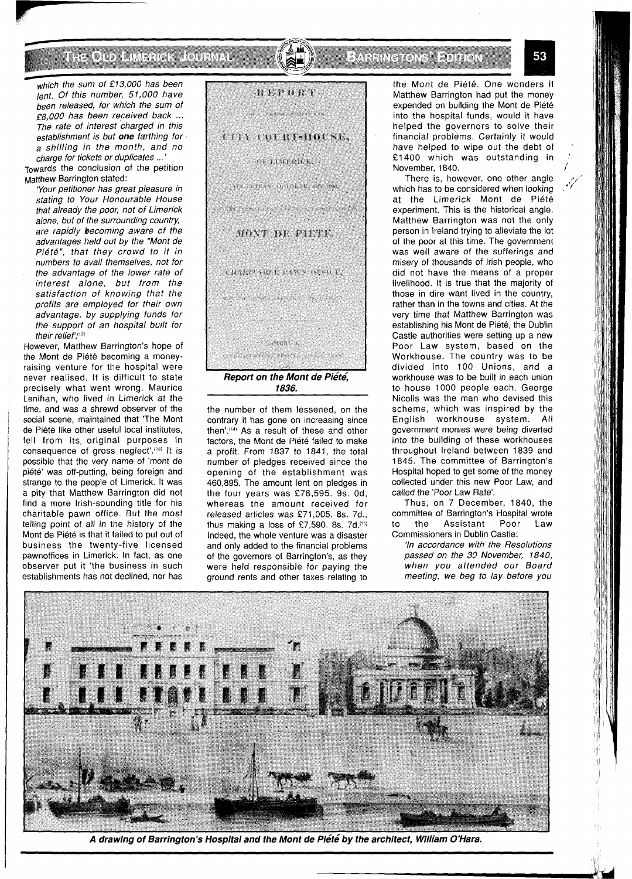which the sum of £13,000 has been lent. Of this number, 51,000 have been released, for which the sum of £8,000 has been received back ... The rate of interest charged in this establishment is but **one** farthing for a shilling in the month, and no charge for tickets or duplicates ...'

Towards the conclusion of the petition Matthew Barrington stated:

*'Your petitioner has great pleasure in stating to Your Honourable House that already the poor, not of Limerick alone, but of the surrounding country, are rapidly becoming aware of the advantages held out by the "Mont de Piété", that they crowd to it in numbers to avail themselves, not for the advantage of the lower rate of interest alone, but from the satisfaction of knowing that the profits are employed for their own advantage, by supplying funds for the support of an hospital built for their relief'.*[12]

However, Matthew Barrington's hope of the Mont de Piété becoming a money-raising venture for the hospital were never realised. It is difficult to state precisely what went wrong. Maurice Lenihan, who lived in Limerick at the time, and was a shrewd observer of the social scene, maintained that 'The Mont de Piété like other useful local institutes, fell from its original purposes in consequence of gross neglect'.[13] It is possible that the very name of 'mont de piété' was off-putting, being foreign and strange to the people of Limerick. It was a pity that Matthew Barrington did not find a more Irish-sounding title for his charitable pawn office. But the most telling point of all in the history of the Mont de Piété is that it failed to put out of business the twenty-five licensed pawnoffices in Limerick. In fact, as one observer put it 'the business in such establishments has not declined, nor has the number of them lessened, on the contrary it has gone on increasing since then'.[14] As a result of these and other factors, the Mont de Piété failed to make a profit. From 1837 to 1841, the total number of pledges received since the opening of the establishment was 460,895. The amount lent on pledges in the four years was £78,595. 9s. 0d, whereas the amount received for released articles was £71,005. 8s. 7d., thus making a loss of £7,590. 8s. 7d.[15] Indeed, the whole venture was a disaster and only added to the financial problems of the governors of Barrington's, as they were held responsible for paying the ground rents and other taxes relating to the Mont de Piété. One wonders if Matthew Barrington had put the money expended on building the Mont de Piété into the hospital funds, would it have helped the governors to solve their financial problems. Certainly it would have helped to wipe out the debt of £1400 which was outstanding in November, 1840.

**Report on the Mont de Piété, 1836.**

There is, however, one other angle which has to be considered when looking at the Limerick Mont de Piété experiment. This is the historical angle. Matthew Barrington was not the only person in Ireland trying to alleviate the lot of the poor at this time. The government was well aware of the sufferings and misery of thousands of Irish people, who did not have the means of a proper livelihood. It is true that the majority of those in dire want lived in the country, rather than in the towns and cities. At the very time that Matthew Barrington was establishing his Mont de Piété, the Dublin Castle authorities were setting up a new Poor Law system, based on the Workhouse. The country was to be divided into 100 Unions, and a workhouse was to be built in each union to house 1000 people each. George Nicolls was the man who devised this scheme, which was inspired by the English workhouse system. All government monies were being diverted into the building of these workhouses throughout Ireland between 1839 and 1845. The committee of Barrington's Hospital hoped to get some of the money collected under this new Poor Law, and called the 'Poor Law Rate'.

Thus, on 7 December, 1840, the committee of Barrington's Hospital wrote to the Assistant Poor Law Commissioners in Dublin Castle:

*'In accordance with the Resolutions passed on the 30 November, 1840, when you attended our Board meeting, we beg to lay before you*

**A drawing of Barrington's Hospital and the Mont de Piété by the architect, William O'Hara.**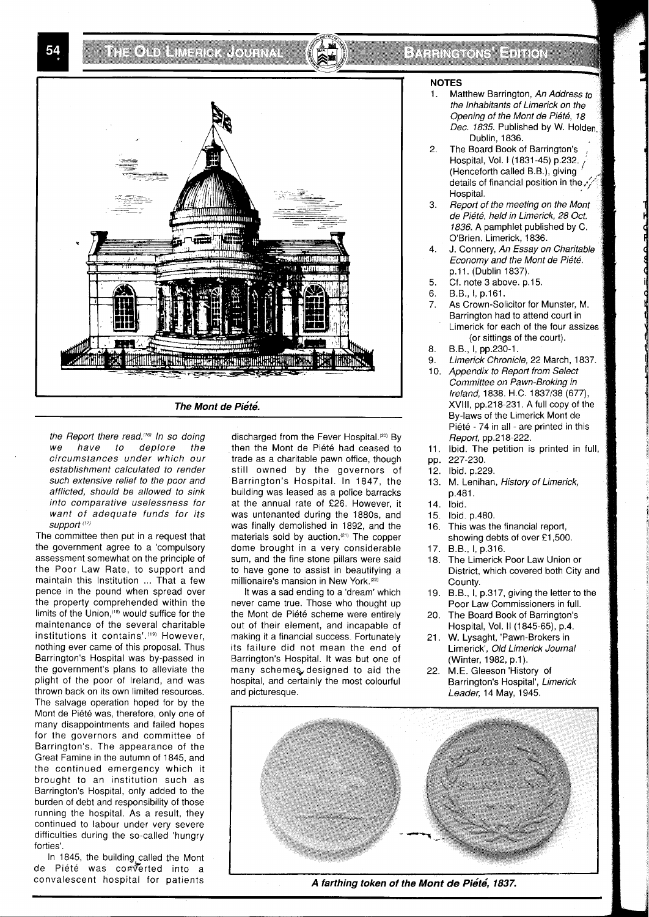*The Mont de Piété.*

*the Report there read.*[16] *In so doing we have to deplore the circumstances under which our establishment calculated to render such extensive relief to the poor and afflicted, should be allowed to sink into comparative uselessness for want of adequate funds for its support.*[17]

The committee then put in a request that the government agree to a 'compulsory assessment somewhat on the principle of the Poor Law Rate, to support and maintain this Institution ... That a few pence in the pound when spread over the property comprehended within the limits of the Union,[18] would suffice for the maintenance of the several charitable institutions it contains'.[19] However, nothing ever came of this proposal. Thus Barrington's Hospital was by-passed in the government's plans to alleviate the plight of the poor of Ireland, and was thrown back on its own limited resources. The salvage operation hoped for by the Mont de Piété was, therefore, only one of many disappointments and failed hopes for the governors and committee of Barrington's. The appearance of the Great Famine in the autumn of 1845, and the continued emergency which it brought to an institution such as Barrington's Hospital, only added to the burden of debt and responsibility of those running the hospital. As a result, they continued to labour under very severe difficulties during the so-called 'hungry forties'.

In 1845, the building called the Mont de Piété was converted into a convalescent hospital for patients discharged from the Fever Hospital.[20] By then the Mont de Piété had ceased to trade as a charitable pawn office, though still owned by the governors of Barrington's Hospital. In 1847, the building was leased as a police barracks at the annual rate of £26. However, it was untenanted during the 1880s, and was finally demolished in 1892, and the materials sold by auction.[21] The copper dome brought in a very considerable sum, and the fine stone pillars were said to have gone to assist in beautifying a millionaire's mansion in New York.[22]

It was a sad ending to a 'dream' which never came true. Those who thought up the Mont de Piété scheme were entirely out of their element, and incapable of making it a financial success. Fortunately its failure did not mean the end of Barrington's Hospital. It was but one of many schemes designed to aid the hospital, and certainly the most colourful and picturesque.

## NOTES

1. Matthew Barrington, *An Address to the Inhabitants of Limerick on the Opening of the Mont de Piété, 18 Dec. 1835.* Published by W. Holden, Dublin, 1836.
2. The Board Book of Barrington's Hospital, Vol. I (1831-45) p.232. (Henceforth called B.B.), giving details of financial position in the Hospital.
3. *Report of the meeting on the Mont de Piété, held in Limerick, 28 Oct. 1836.* A pamphlet published by C. O'Brien. Limerick, 1836.
4. J. Connery, *An Essay on Charitable Economy and the Mont de Piété.* p.11. (Dublin 1837).
5. Cf. note 3 above. p.15.
6. B.B., I, p.161.
7. As Crown-Solicitor for Munster, M. Barrington had to attend court in Limerick for each of the four assizes (or sittings of the court).
8. B.B., I, pp.230-1.
9. *Limerick Chronicle,* 22 March, 1837.
10. *Appendix to Report from Select Committee on Pawn-Broking in Ireland,* 1838. H.C. 1837/38 (677), XVIII, pp.218-231. A full copy of the By-laws of the Limerick Mont de Piété - 74 in all - are printed in this *Report,* pp.218-222.
11. Ibid. The petition is printed in full, pp. 227-230.
12. Ibid. p.229.
13. M. Lenihan, *History of Limerick,* p.481.
14. Ibid.
15. Ibid. p.480.
16. This was the financial report, showing debts of over £1,500.
17. B.B., I, p.316.
18. The Limerick Poor Law Union or District, which covered both City and County.
19. B.B., I, p.317, giving the letter to the Poor Law Commissioners in full.
20. The Board Book of Barrington's Hospital, Vol. II (1845-65), p.4.
21. W. Lysaght, 'Pawn-Brokers in Limerick', *Old Limerick Journal* (Winter, 1982, p.1).
22. M.E. Gleeson 'History of Barrington's Hospital', *Limerick Leader,* 14 May, 1945.

*A farthing token of the Mont de Piété, 1837.*